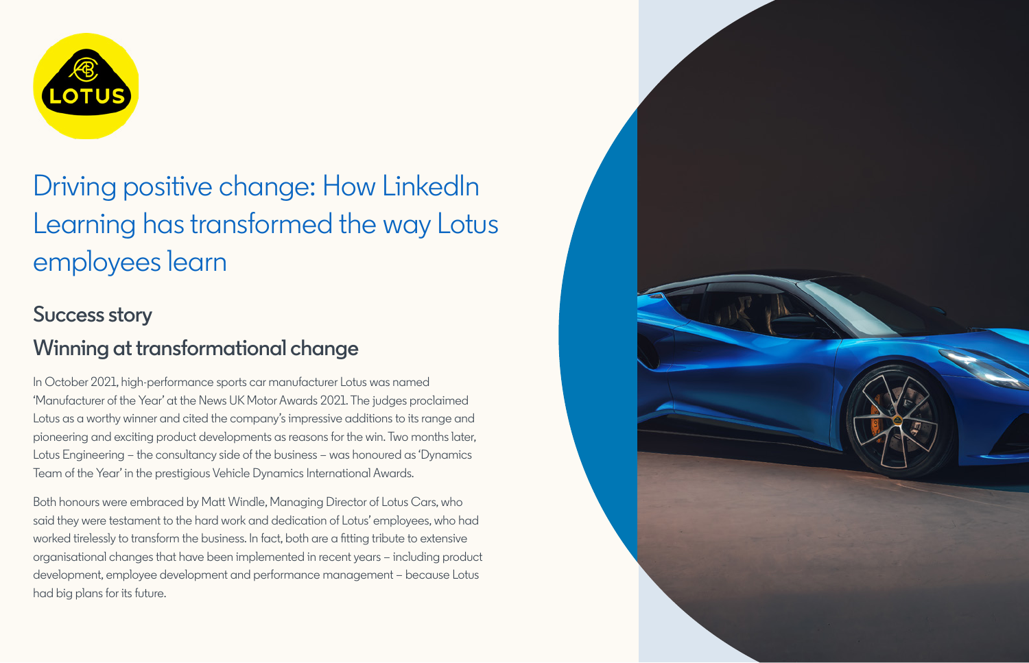# Driving positive change: How LinkedIn Learning has transformed the way Lotus employees learn

## Success story

## Winning at transformational change

In October 2021, high-performance sports car manufacturer Lotus was named 'Manufacturer of the Year' at the News UK Motor Awards 2021. The judges proclaimed Lotus as a worthy winner and cited the company's impressive additions to its range and pioneering and exciting product developments as reasons for the win. Two months later, Lotus Engineering – the consultancy side of the business – was honoured as 'Dynamics Team of the Year' in the prestigious Vehicle Dynamics International Awards.

Both honours were embraced by Matt Windle, Managing Director of Lotus Cars, who said they were testament to the hard work and dedication of Lotus' employees, who had worked tirelessly to transform the business. In fact, both are a fitting tribute to extensive organisational changes that have been implemented in recent years – including product development, employee development and performance management – because Lotus had big plans for its future.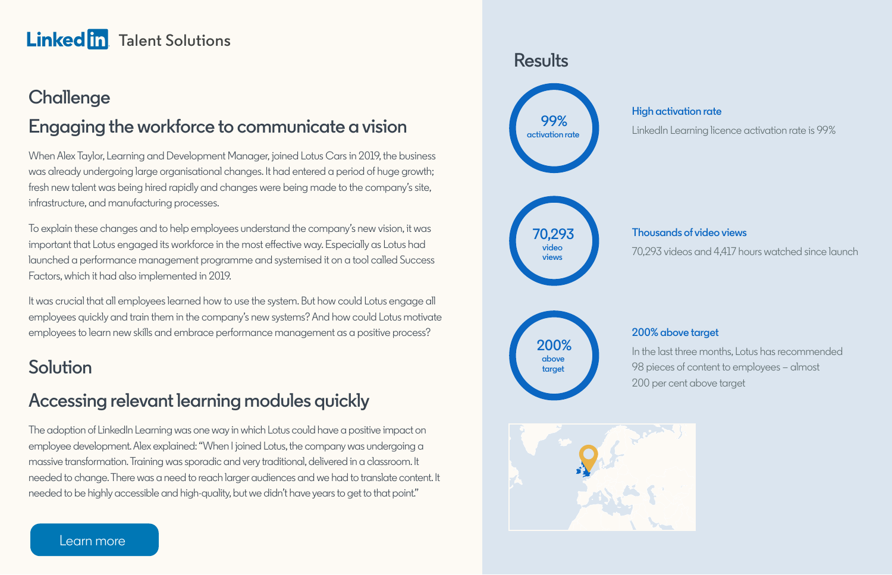LinkedIn Talent Solutions

## Challenge

## Engaging the workforce to communicate a vision

When Alex Taylor, Learning and Development Manager, joined Lotus Cars in 2019, the business was already undergoing large organisational changes. It had entered a period of huge growth; fresh new talent was being hired rapidly and changes were being made to the company's site, infrastructure, and manufacturing processes.

To explain these changes and to help employees understand the company's new vision, it was important that Lotus engaged its workforce in the most effective way. Especially as Lotus had launched a performance management programme and systemised it on a tool called Success Factors, which it had also implemented in 2019.

It was crucial that all employees learned how to use the system. But how could Lotus engage all employees quickly and train them in the company's new systems? And how could Lotus motivate employees to learn new skills and embrace performance management as a positive process?

## Solution

## Accessing relevant learning modules quickly

The adoption of LinkedIn Learning was one way in which Lotus could have a positive impact on employee development. Alex explained: "When I joined Lotus, the company was undergoing a massive transformation. Training was sporadic and very traditional, delivered in a classroom. It needed to change. There was a need to reach larger audiences and we had to translate content. It needed to be highly accessible and high-quality, but we didn't have years to get to that point."

Learn more

## Results

**99%** activation rate

**High activation rate**

LinkedIn Learning licence activation rate is 99%

**70,293** video views

**Thousands of video views**

70,293 videos and 4,417 hours watched since launch

**200%** above target

**200% above target**

In the last three months, Lotus has recommended 98 pieces of content to employees – almost 200 per cent above target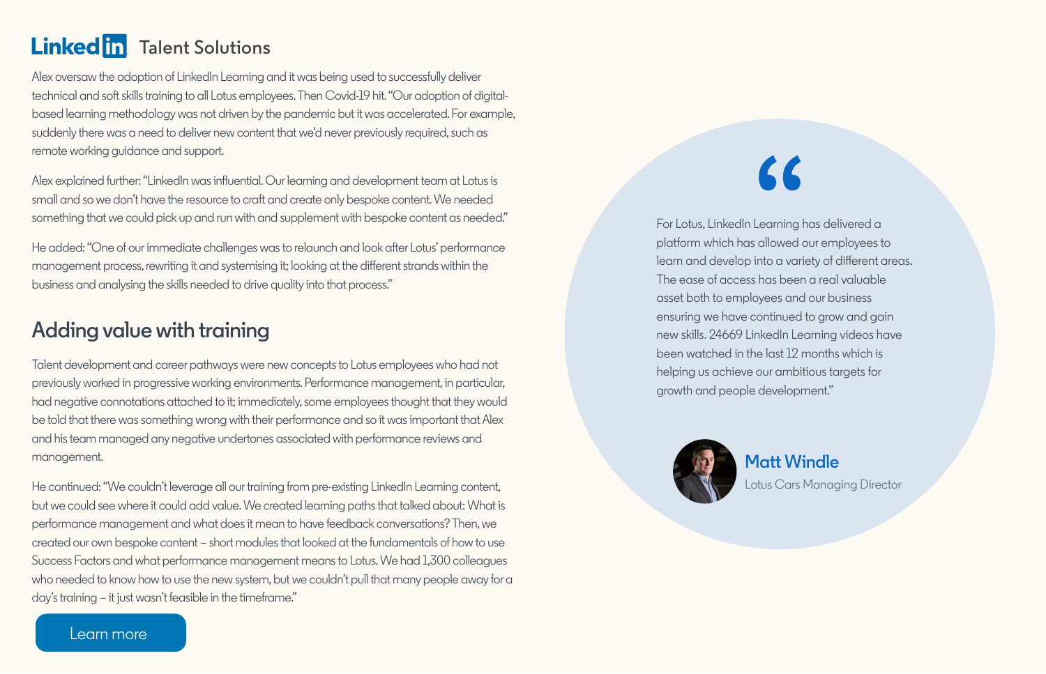Alex oversaw the adoption of LinkedIn Learning and it was being used to successfully deliver technical and soft skills training to all Lotus employees. Then Covid-19 hit. "Our adoption of digital-based learning methodology was not driven by the pandemic but it was accelerated. For example, suddenly there was a need to deliver new content that we'd never previously required, such as remote working guidance and support.

Alex explained further: "LinkedIn was influential. Our learning and development team at Lotus is small and so we don't have the resource to craft and create only bespoke content. We needed something that we could pick up and run with and supplement with bespoke content as needed."

He added: "One of our immediate challenges was to relaunch and look after Lotus' performance management process, rewriting it and systemising it; looking at the different strands within the business and analysing the skills needed to drive quality into that process."

## Adding value with training

Talent development and career pathways were new concepts to Lotus employees who had not previously worked in progressive working environments. Performance management, in particular, had negative connotations attached to it; immediately, some employees thought that they would be told that there was something wrong with their performance and so it was important that Alex and his team managed any negative undertones associated with performance reviews and management.

He continued: "We couldn't leverage all our training from pre-existing LinkedIn Learning content, but we could see where it could add value. We created learning paths that talked about: What is performance management and what does it mean to have feedback conversations? Then, we created our own bespoke content – short modules that looked at the fundamentals of how to use Success Factors and what performance management means to Lotus. We had 1,300 colleagues who needed to know how to use the new system, but we couldn't pull that many people away for a day's training – it just wasn't feasible in the timeframe."

Learn more

> "For Lotus, LinkedIn Learning has delivered a platform which has allowed our employees to learn and develop into a variety of different areas. The ease of access has been a real valuable asset both to employees and our business ensuring we have continued to grow and gain new skills. 24669 LinkedIn Learning videos have been watched in the last 12 months which is helping us achieve our ambitious targets for growth and people development."
>
> **Matt Windle**
> Lotus Cars Managing Director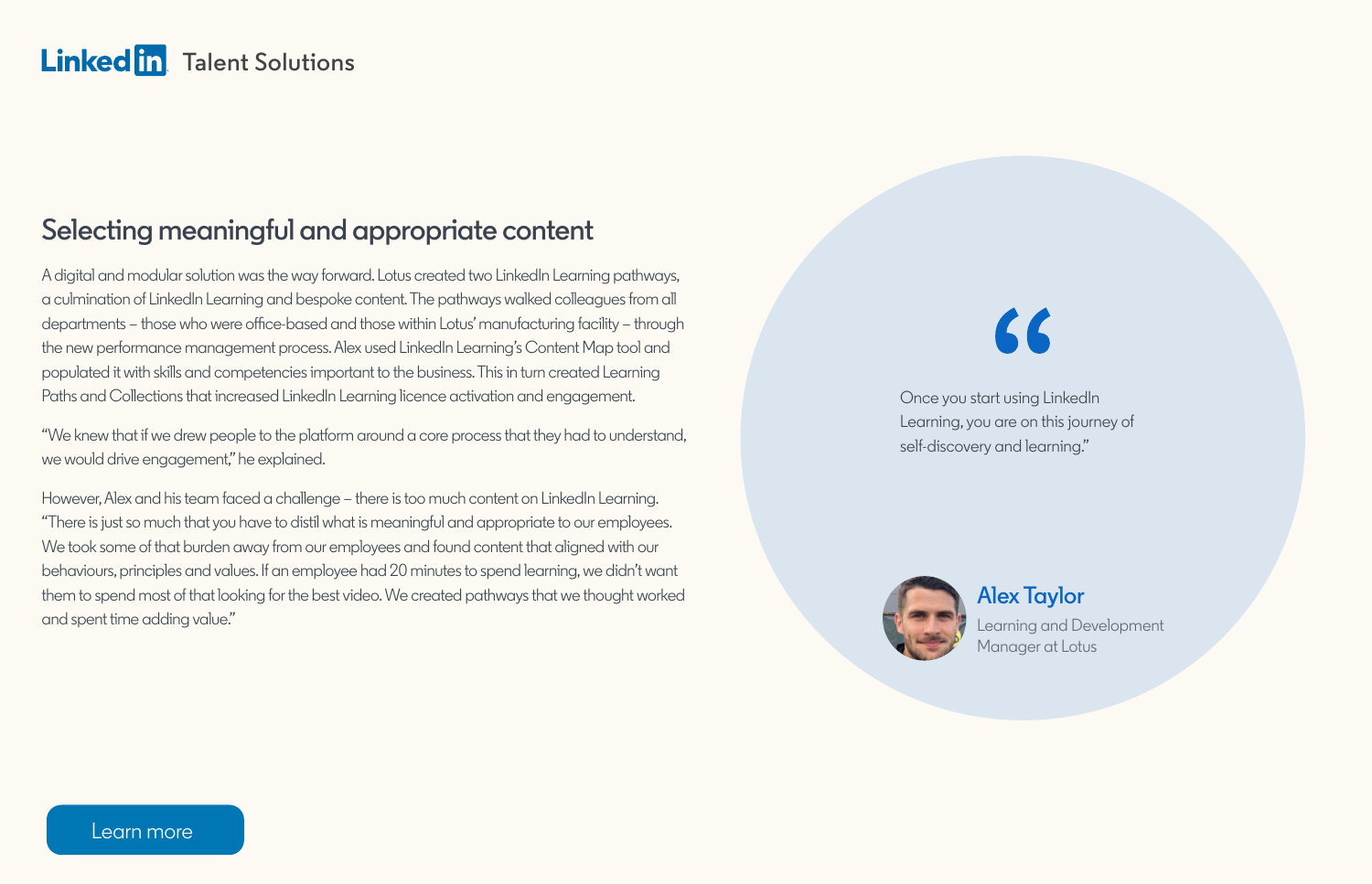## Selecting meaningful and appropriate content

A digital and modular solution was the way forward. Lotus created two LinkedIn Learning pathways, a culmination of LinkedIn Learning and bespoke content. The pathways walked colleagues from all departments – those who were office-based and those within Lotus' manufacturing facility – through the new performance management process. Alex used LinkedIn Learning's Content Map tool and populated it with skills and competencies important to the business. This in turn created Learning Paths and Collections that increased LinkedIn Learning licence activation and engagement.

"We knew that if we drew people to the platform around a core process that they had to understand, we would drive engagement," he explained.

However, Alex and his team faced a challenge – there is too much content on LinkedIn Learning. "There is just so much that you have to distil what is meaningful and appropriate to our employees. We took some of that burden away from our employees and found content that aligned with our behaviours, principles and values. If an employee had 20 minutes to spend learning, we didn't want them to spend most of that looking for the best video. We created pathways that we thought worked and spent time adding value."

> "Once you start using LinkedIn Learning, you are on this journey of self-discovery and learning."
>
> **Alex Taylor**
> Learning and Development Manager at Lotus

Learn more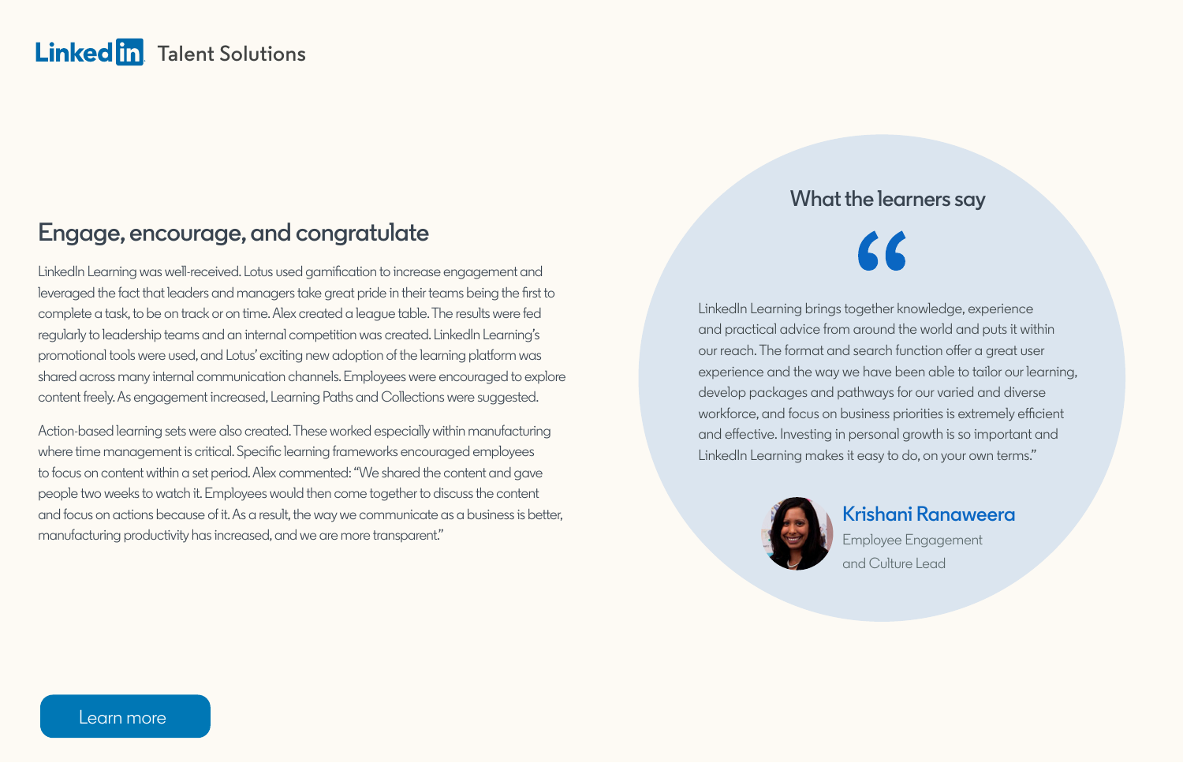## Engage, encourage, and congratulate

LinkedIn Learning was well-received. Lotus used gamification to increase engagement and leveraged the fact that leaders and managers take great pride in their teams being the first to complete a task, to be on track or on time. Alex created a league table. The results were fed regularly to leadership teams and an internal competition was created. LinkedIn Learning's promotional tools were used, and Lotus' exciting new adoption of the learning platform was shared across many internal communication channels. Employees were encouraged to explore content freely. As engagement increased, Learning Paths and Collections were suggested.

Action-based learning sets were also created. These worked especially within manufacturing where time management is critical. Specific learning frameworks encouraged employees to focus on content within a set period. Alex commented: "We shared the content and gave people two weeks to watch it. Employees would then come together to discuss the content and focus on actions because of it. As a result, the way we communicate as a business is better, manufacturing productivity has increased, and we are more transparent."

### What the learners say

"LinkedIn Learning brings together knowledge, experience and practical advice from around the world and puts it within our reach. The format and search function offer a great user experience and the way we have been able to tailor our learning, develop packages and pathways for our varied and diverse workforce, and focus on business priorities is extremely efficient and effective. Investing in personal growth is so important and LinkedIn Learning makes it easy to do, on your own terms."

**Krishani Ranaweera**
Employee Engagement and Culture Lead

Learn more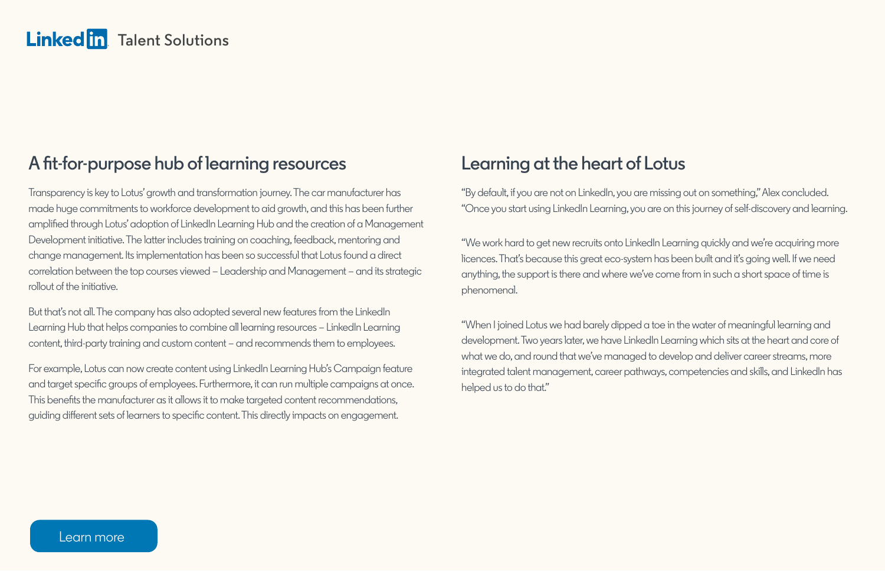## A fit-for-purpose hub of learning resources

Transparency is key to Lotus' growth and transformation journey. The car manufacturer has made huge commitments to workforce development to aid growth, and this has been further amplified through Lotus' adoption of LinkedIn Learning Hub and the creation of a Management Development initiative. The latter includes training on coaching, feedback, mentoring and change management. Its implementation has been so successful that Lotus found a direct correlation between the top courses viewed – Leadership and Management – and its strategic rollout of the initiative.

But that's not all. The company has also adopted several new features from the LinkedIn Learning Hub that helps companies to combine all learning resources – LinkedIn Learning content, third-party training and custom content – and recommends them to employees.

For example, Lotus can now create content using LinkedIn Learning Hub's Campaign feature and target specific groups of employees. Furthermore, it can run multiple campaigns at once. This benefits the manufacturer as it allows it to make targeted content recommendations, guiding different sets of learners to specific content. This directly impacts on engagement.

## Learning at the heart of Lotus

"By default, if you are not on LinkedIn, you are missing out on something," Alex concluded. "Once you start using LinkedIn Learning, you are on this journey of self-discovery and learning.

"We work hard to get new recruits onto LinkedIn Learning quickly and we're acquiring more licences. That's because this great eco-system has been built and it's going well. If we need anything, the support is there and where we've come from in such a short space of time is phenomenal.

"When I joined Lotus we had barely dipped a toe in the water of meaningful learning and development. Two years later, we have LinkedIn Learning which sits at the heart and core of what we do, and round that we've managed to develop and deliver career streams, more integrated talent management, career pathways, competencies and skills, and LinkedIn has helped us to do that."

Learn more